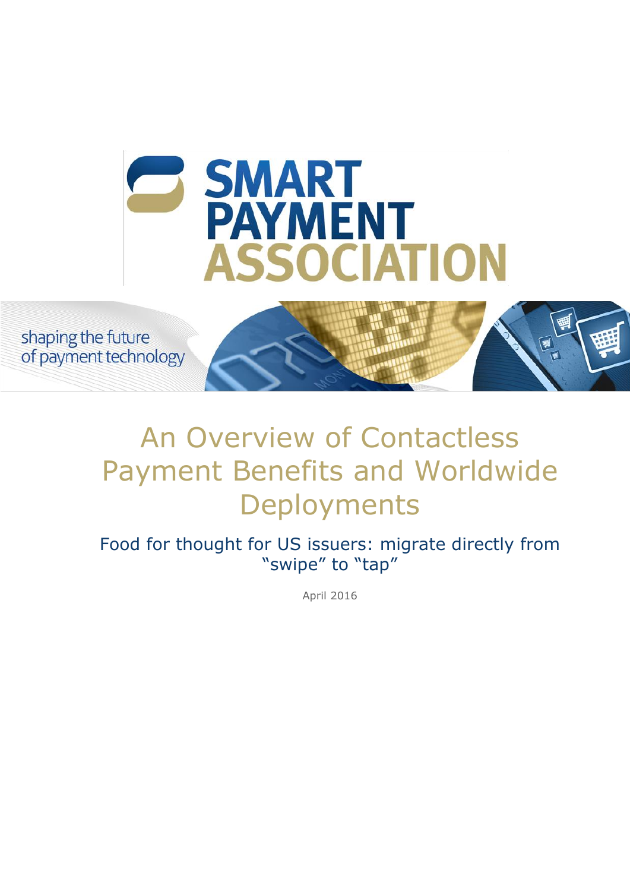SMART PAYMENT ASSOCIATION

shaping the future of payment technology

# An Overview of Contactless Payment Benefits and Worldwide Deployments

## Food for thought for US issuers: migrate directly from "swipe" to "tap"

April 2016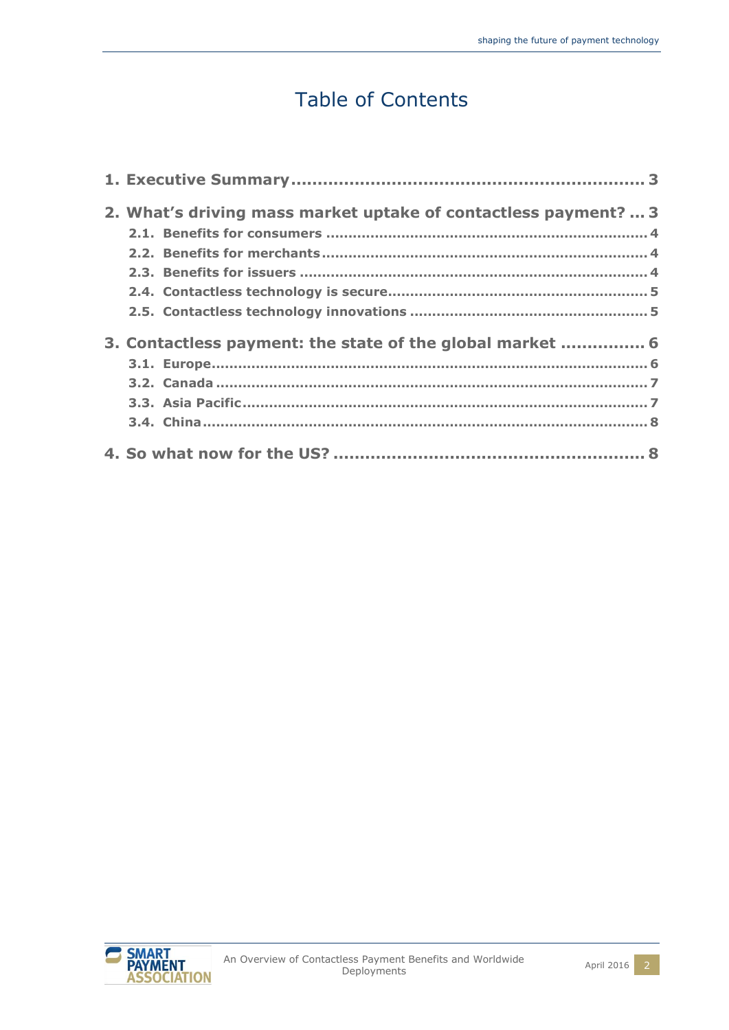# Table of Contents

**1. Executive Summary** ........................................................ **3**

**2. What's driving mass market uptake of contactless payment?** ... **3**

- **2.1. Benefits for consumers** ........................................................ **4**
- **2.2. Benefits for merchants** ........................................................ **4**
- **2.3. Benefits for issuers** ........................................................ **4**
- **2.4. Contactless technology is secure** ........................................................ **5**
- **2.5. Contactless technology innovations** ........................................................ **5**

**3. Contactless payment: the state of the global market** ............... **6**

- **3.1. Europe** ........................................................ **6**
- **3.2. Canada** ........................................................ **7**
- **3.3. Asia Pacific** ........................................................ **7**
- **3.4. China** ........................................................ **8**

**4. So what now for the US?** ........................................................ **8**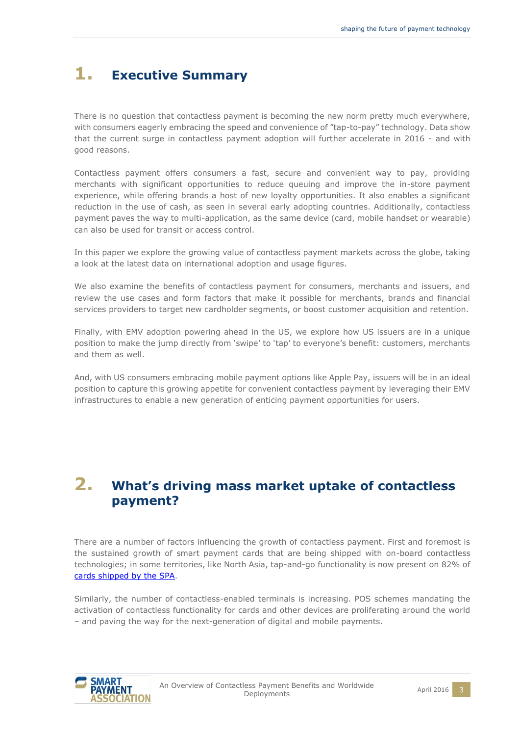# 1. Executive Summary

There is no question that contactless payment is becoming the new norm pretty much everywhere, with consumers eagerly embracing the speed and convenience of "tap-to-pay" technology. Data show that the current surge in contactless payment adoption will further accelerate in 2016 - and with good reasons.

Contactless payment offers consumers a fast, secure and convenient way to pay, providing merchants with significant opportunities to reduce queuing and improve the in-store payment experience, while offering brands a host of new loyalty opportunities. It also enables a significant reduction in the use of cash, as seen in several early adopting countries. Additionally, contactless payment paves the way to multi-application, as the same device (card, mobile handset or wearable) can also be used for transit or access control.

In this paper we explore the growing value of contactless payment markets across the globe, taking a look at the latest data on international adoption and usage figures.

We also examine the benefits of contactless payment for consumers, merchants and issuers, and review the use cases and form factors that make it possible for merchants, brands and financial services providers to target new cardholder segments, or boost customer acquisition and retention.

Finally, with EMV adoption powering ahead in the US, we explore how US issuers are in a unique position to make the jump directly from 'swipe' to 'tap' to everyone's benefit: customers, merchants and them as well.

And, with US consumers embracing mobile payment options like Apple Pay, issuers will be in an ideal position to capture this growing appetite for convenient contactless payment by leveraging their EMV infrastructures to enable a new generation of enticing payment opportunities for users.

# 2. What's driving mass market uptake of contactless payment?

There are a number of factors influencing the growth of contactless payment. First and foremost is the sustained growth of smart payment cards that are being shipped with on-board contactless technologies; in some territories, like North Asia, tap-and-go functionality is now present on 82% of cards shipped by the SPA.

Similarly, the number of contactless-enabled terminals is increasing. POS schemes mandating the activation of contactless functionality for cards and other devices are proliferating around the world – and paving the way for the next-generation of digital and mobile payments.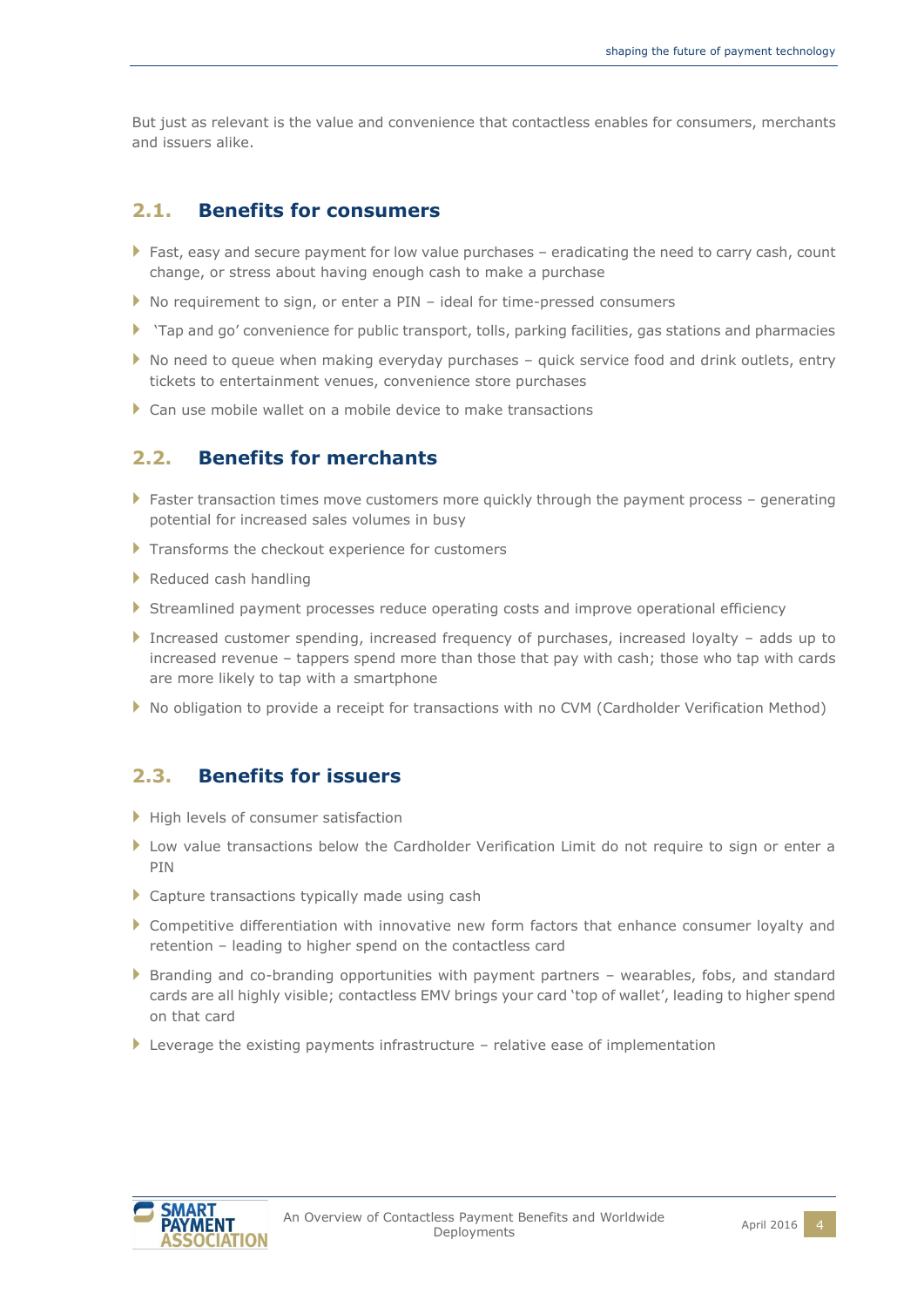But just as relevant is the value and convenience that contactless enables for consumers, merchants and issuers alike.

## 2.1. Benefits for consumers

- Fast, easy and secure payment for low value purchases – eradicating the need to carry cash, count change, or stress about having enough cash to make a purchase
- No requirement to sign, or enter a PIN – ideal for time-pressed consumers
- 'Tap and go' convenience for public transport, tolls, parking facilities, gas stations and pharmacies
- No need to queue when making everyday purchases – quick service food and drink outlets, entry tickets to entertainment venues, convenience store purchases
- Can use mobile wallet on a mobile device to make transactions

## 2.2. Benefits for merchants

- Faster transaction times move customers more quickly through the payment process – generating potential for increased sales volumes in busy
- Transforms the checkout experience for customers
- Reduced cash handling
- Streamlined payment processes reduce operating costs and improve operational efficiency
- Increased customer spending, increased frequency of purchases, increased loyalty – adds up to increased revenue – tappers spend more than those that pay with cash; those who tap with cards are more likely to tap with a smartphone
- No obligation to provide a receipt for transactions with no CVM (Cardholder Verification Method)

## 2.3. Benefits for issuers

- High levels of consumer satisfaction
- Low value transactions below the Cardholder Verification Limit do not require to sign or enter a PIN
- Capture transactions typically made using cash
- Competitive differentiation with innovative new form factors that enhance consumer loyalty and retention – leading to higher spend on the contactless card
- Branding and co-branding opportunities with payment partners – wearables, fobs, and standard cards are all highly visible; contactless EMV brings your card 'top of wallet', leading to higher spend on that card
- Leverage the existing payments infrastructure – relative ease of implementation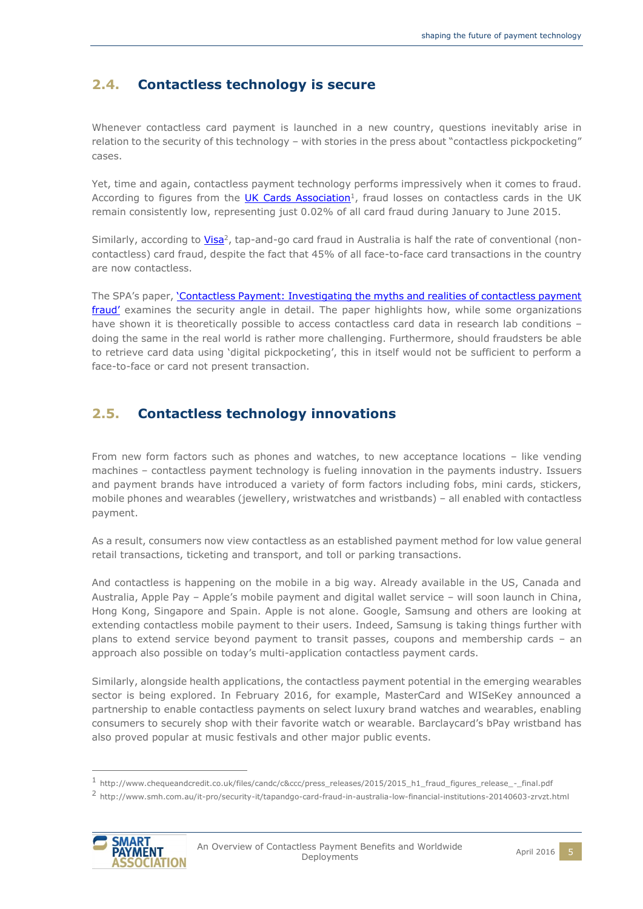## 2.4. Contactless technology is secure

Whenever contactless card payment is launched in a new country, questions inevitably arise in relation to the security of this technology – with stories in the press about "contactless pickpocketing" cases.

Yet, time and again, contactless payment technology performs impressively when it comes to fraud. According to figures from the UK Cards Association[1], fraud losses on contactless cards in the UK remain consistently low, representing just 0.02% of all card fraud during January to June 2015.

Similarly, according to Visa[2], tap-and-go card fraud in Australia is half the rate of conventional (non-contactless) card fraud, despite the fact that 45% of all face-to-face card transactions in the country are now contactless.

The SPA's paper, 'Contactless Payment: Investigating the myths and realities of contactless payment fraud' examines the security angle in detail. The paper highlights how, while some organizations have shown it is theoretically possible to access contactless card data in research lab conditions – doing the same in the real world is rather more challenging. Furthermore, should fraudsters be able to retrieve card data using 'digital pickpocketing', this in itself would not be sufficient to perform a face-to-face or card not present transaction.

## 2.5. Contactless technology innovations

From new form factors such as phones and watches, to new acceptance locations – like vending machines – contactless payment technology is fueling innovation in the payments industry. Issuers and payment brands have introduced a variety of form factors including fobs, mini cards, stickers, mobile phones and wearables (jewellery, wristwatches and wristbands) – all enabled with contactless payment.

As a result, consumers now view contactless as an established payment method for low value general retail transactions, ticketing and transport, and toll or parking transactions.

And contactless is happening on the mobile in a big way. Already available in the US, Canada and Australia, Apple Pay – Apple's mobile payment and digital wallet service – will soon launch in China, Hong Kong, Singapore and Spain. Apple is not alone. Google, Samsung and others are looking at extending contactless mobile payment to their users. Indeed, Samsung is taking things further with plans to extend service beyond payment to transit passes, coupons and membership cards – an approach also possible on today's multi-application contactless payment cards.

Similarly, alongside health applications, the contactless payment potential in the emerging wearables sector is being explored. In February 2016, for example, MasterCard and WISeKey announced a partnership to enable contactless payments on select luxury brand watches and wearables, enabling consumers to securely shop with their favorite watch or wearable. Barclaycard's bPay wristband has also proved popular at music festivals and other major public events.

---

[1] http://www.chequeandcredit.co.uk/files/candc/c&ccc/press_releases/2015/2015_h1_fraud_figures_release_-_final.pdf

[2] http://www.smh.com.au/it-pro/security-it/tapandgo-card-fraud-in-australia-low-financial-institutions-20140603-zrvzt.html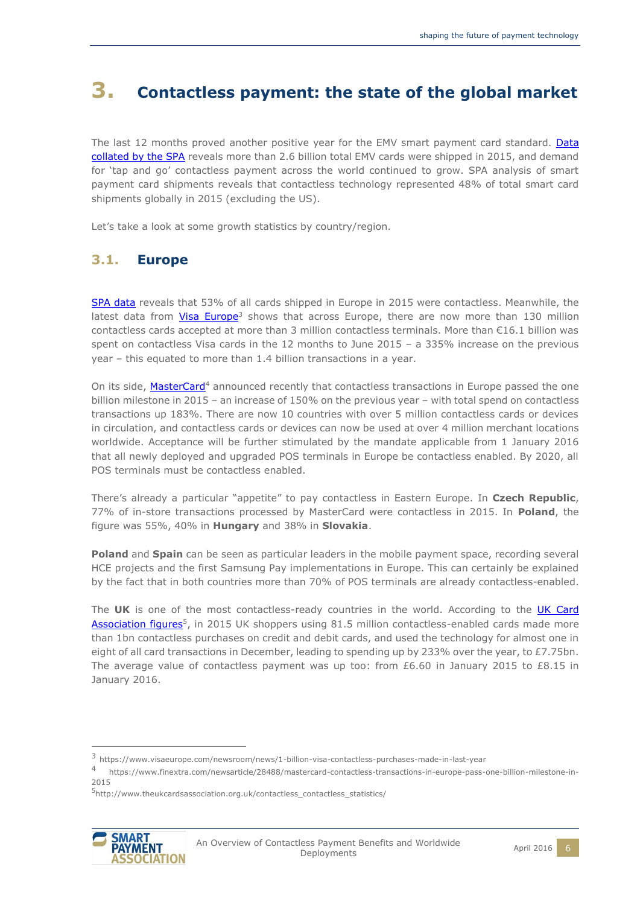# 3. Contactless payment: the state of the global market

The last 12 months proved another positive year for the EMV smart payment card standard. Data collated by the SPA reveals more than 2.6 billion total EMV cards were shipped in 2015, and demand for 'tap and go' contactless payment across the world continued to grow. SPA analysis of smart payment card shipments reveals that contactless technology represented 48% of total smart card shipments globally in 2015 (excluding the US).

Let's take a look at some growth statistics by country/region.

## 3.1. Europe

SPA data reveals that 53% of all cards shipped in Europe in 2015 were contactless. Meanwhile, the latest data from Visa Europe[3] shows that across Europe, there are now more than 130 million contactless cards accepted at more than 3 million contactless terminals. More than €16.1 billion was spent on contactless Visa cards in the 12 months to June 2015 – a 335% increase on the previous year – this equated to more than 1.4 billion transactions in a year.

On its side, MasterCard[4] announced recently that contactless transactions in Europe passed the one billion milestone in 2015 – an increase of 150% on the previous year – with total spend on contactless transactions up 183%. There are now 10 countries with over 5 million contactless cards or devices in circulation, and contactless cards or devices can now be used at over 4 million merchant locations worldwide. Acceptance will be further stimulated by the mandate applicable from 1 January 2016 that all newly deployed and upgraded POS terminals in Europe be contactless enabled. By 2020, all POS terminals must be contactless enabled.

There's already a particular "appetite" to pay contactless in Eastern Europe. In **Czech Republic**, 77% of in-store transactions processed by MasterCard were contactless in 2015. In **Poland**, the figure was 55%, 40% in **Hungary** and 38% in **Slovakia**.

**Poland** and **Spain** can be seen as particular leaders in the mobile payment space, recording several HCE projects and the first Samsung Pay implementations in Europe. This can certainly be explained by the fact that in both countries more than 70% of POS terminals are already contactless-enabled.

The **UK** is one of the most contactless-ready countries in the world. According to the UK Card Association figures[5], in 2015 UK shoppers using 81.5 million contactless-enabled cards made more than 1bn contactless purchases on credit and debit cards, and used the technology for almost one in eight of all card transactions in December, leading to spending up by 233% over the year, to £7.75bn. The average value of contactless payment was up too: from £6.60 in January 2015 to £8.15 in January 2016.

---

[3] https://www.visaeurope.com/newsroom/news/1-billion-visa-contactless-purchases-made-in-last-year

[4] https://www.finextra.com/newsarticle/28488/mastercard-contactless-transactions-in-europe-pass-one-billion-milestone-in-2015

[5] http://www.theukcardsassociation.org.uk/contactless_contactless_statistics/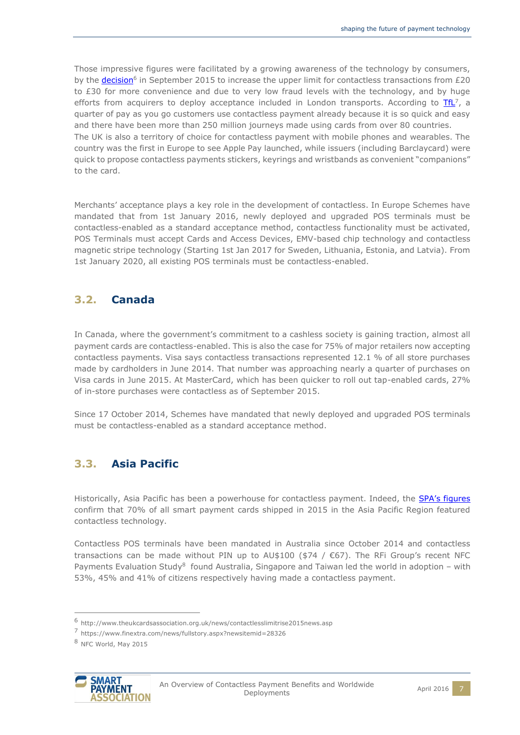Those impressive figures were facilitated by a growing awareness of the technology by consumers, by the decision[6] in September 2015 to increase the upper limit for contactless transactions from £20 to £30 for more convenience and due to very low fraud levels with the technology, and by huge efforts from acquirers to deploy acceptance included in London transports. According to TfL[7], a quarter of pay as you go customers use contactless payment already because it is so quick and easy and there have been more than 250 million journeys made using cards from over 80 countries.
The UK is also a territory of choice for contactless payment with mobile phones and wearables. The country was the first in Europe to see Apple Pay launched, while issuers (including Barclaycard) were quick to propose contactless payments stickers, keyrings and wristbands as convenient "companions" to the card.

Merchants' acceptance plays a key role in the development of contactless. In Europe Schemes have mandated that from 1st January 2016, newly deployed and upgraded POS terminals must be contactless-enabled as a standard acceptance method, contactless functionality must be activated, POS Terminals must accept Cards and Access Devices, EMV-based chip technology and contactless magnetic stripe technology (Starting 1st Jan 2017 for Sweden, Lithuania, Estonia, and Latvia). From 1st January 2020, all existing POS terminals must be contactless-enabled.

## 3.2. Canada

In Canada, where the government's commitment to a cashless society is gaining traction, almost all payment cards are contactless-enabled. This is also the case for 75% of major retailers now accepting contactless payments. Visa says contactless transactions represented 12.1 % of all store purchases made by cardholders in June 2014. That number was approaching nearly a quarter of purchases on Visa cards in June 2015. At MasterCard, which has been quicker to roll out tap-enabled cards, 27% of in-store purchases were contactless as of September 2015.

Since 17 October 2014, Schemes have mandated that newly deployed and upgraded POS terminals must be contactless-enabled as a standard acceptance method.

## 3.3. Asia Pacific

Historically, Asia Pacific has been a powerhouse for contactless payment. Indeed, the SPA's figures confirm that 70% of all smart payment cards shipped in 2015 in the Asia Pacific Region featured contactless technology.

Contactless POS terminals have been mandated in Australia since October 2014 and contactless transactions can be made without PIN up to AU$100 ($74 / €67). The RFi Group's recent NFC Payments Evaluation Study[8] found Australia, Singapore and Taiwan led the world in adoption – with 53%, 45% and 41% of citizens respectively having made a contactless payment.

---

[6] http://www.theukcardsassociation.org.uk/news/contactlesslimitrise2015news.asp

[7] https://www.finextra.com/news/fullstory.aspx?newsitemid=28326

[8] NFC World, May 2015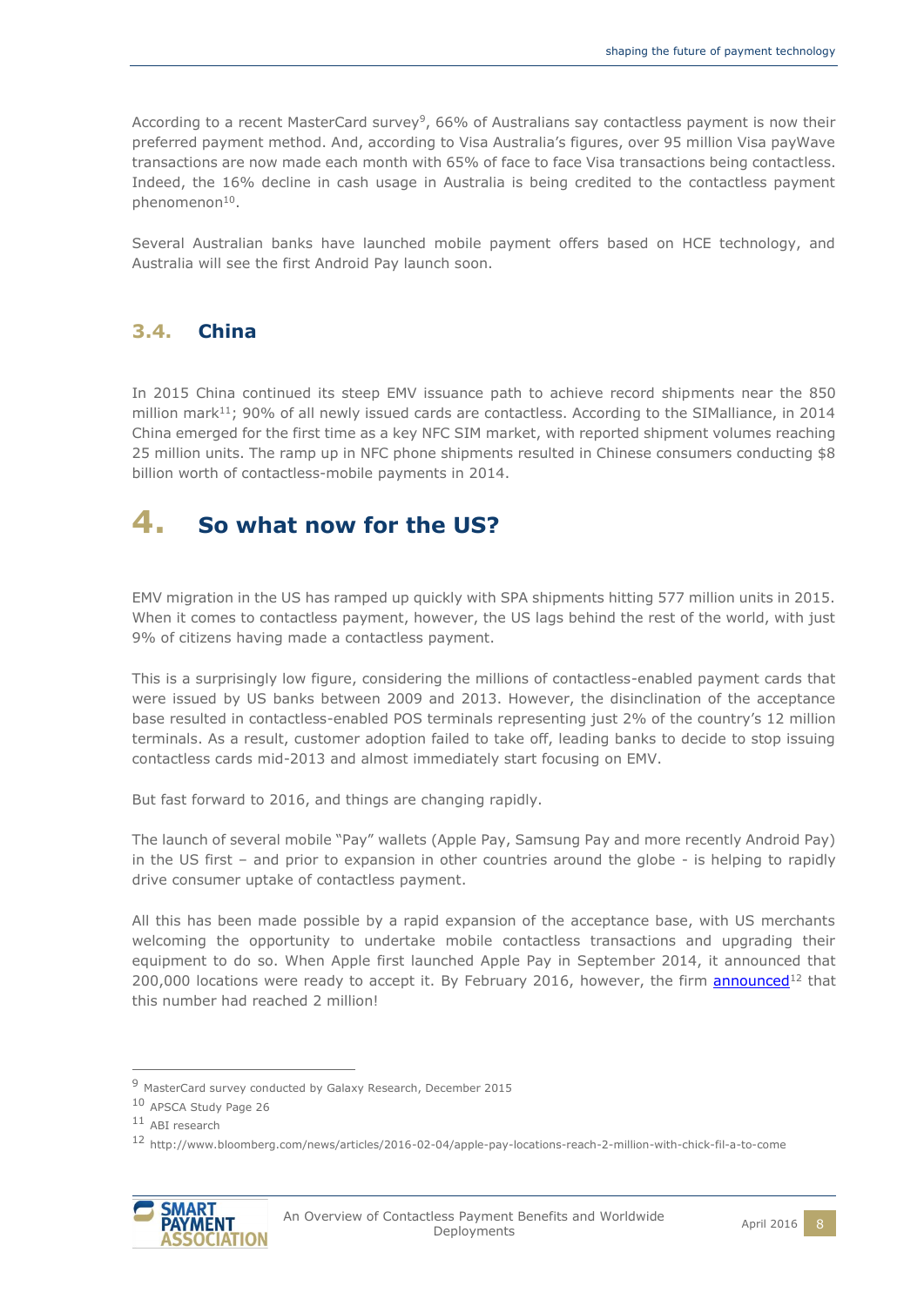According to a recent MasterCard survey[9], 66% of Australians say contactless payment is now their preferred payment method. And, according to Visa Australia's figures, over 95 million Visa payWave transactions are now made each month with 65% of face to face Visa transactions being contactless. Indeed, the 16% decline in cash usage in Australia is being credited to the contactless payment phenomenon[10].

Several Australian banks have launched mobile payment offers based on HCE technology, and Australia will see the first Android Pay launch soon.

### 3.4. China

In 2015 China continued its steep EMV issuance path to achieve record shipments near the 850 million mark[11]; 90% of all newly issued cards are contactless. According to the SIMalliance, in 2014 China emerged for the first time as a key NFC SIM market, with reported shipment volumes reaching 25 million units. The ramp up in NFC phone shipments resulted in Chinese consumers conducting $8 billion worth of contactless-mobile payments in 2014.

## 4. So what now for the US?

EMV migration in the US has ramped up quickly with SPA shipments hitting 577 million units in 2015. When it comes to contactless payment, however, the US lags behind the rest of the world, with just 9% of citizens having made a contactless payment.

This is a surprisingly low figure, considering the millions of contactless-enabled payment cards that were issued by US banks between 2009 and 2013. However, the disinclination of the acceptance base resulted in contactless-enabled POS terminals representing just 2% of the country's 12 million terminals. As a result, customer adoption failed to take off, leading banks to decide to stop issuing contactless cards mid-2013 and almost immediately start focusing on EMV.

But fast forward to 2016, and things are changing rapidly.

The launch of several mobile "Pay" wallets (Apple Pay, Samsung Pay and more recently Android Pay) in the US first – and prior to expansion in other countries around the globe - is helping to rapidly drive consumer uptake of contactless payment.

All this has been made possible by a rapid expansion of the acceptance base, with US merchants welcoming the opportunity to undertake mobile contactless transactions and upgrading their equipment to do so. When Apple first launched Apple Pay in September 2014, it announced that 200,000 locations were ready to accept it. By February 2016, however, the firm announced[12] that this number had reached 2 million!

---

[9] MasterCard survey conducted by Galaxy Research, December 2015

[10] APSCA Study Page 26

[11] ABI research

[12] http://www.bloomberg.com/news/articles/2016-02-04/apple-pay-locations-reach-2-million-with-chick-fil-a-to-come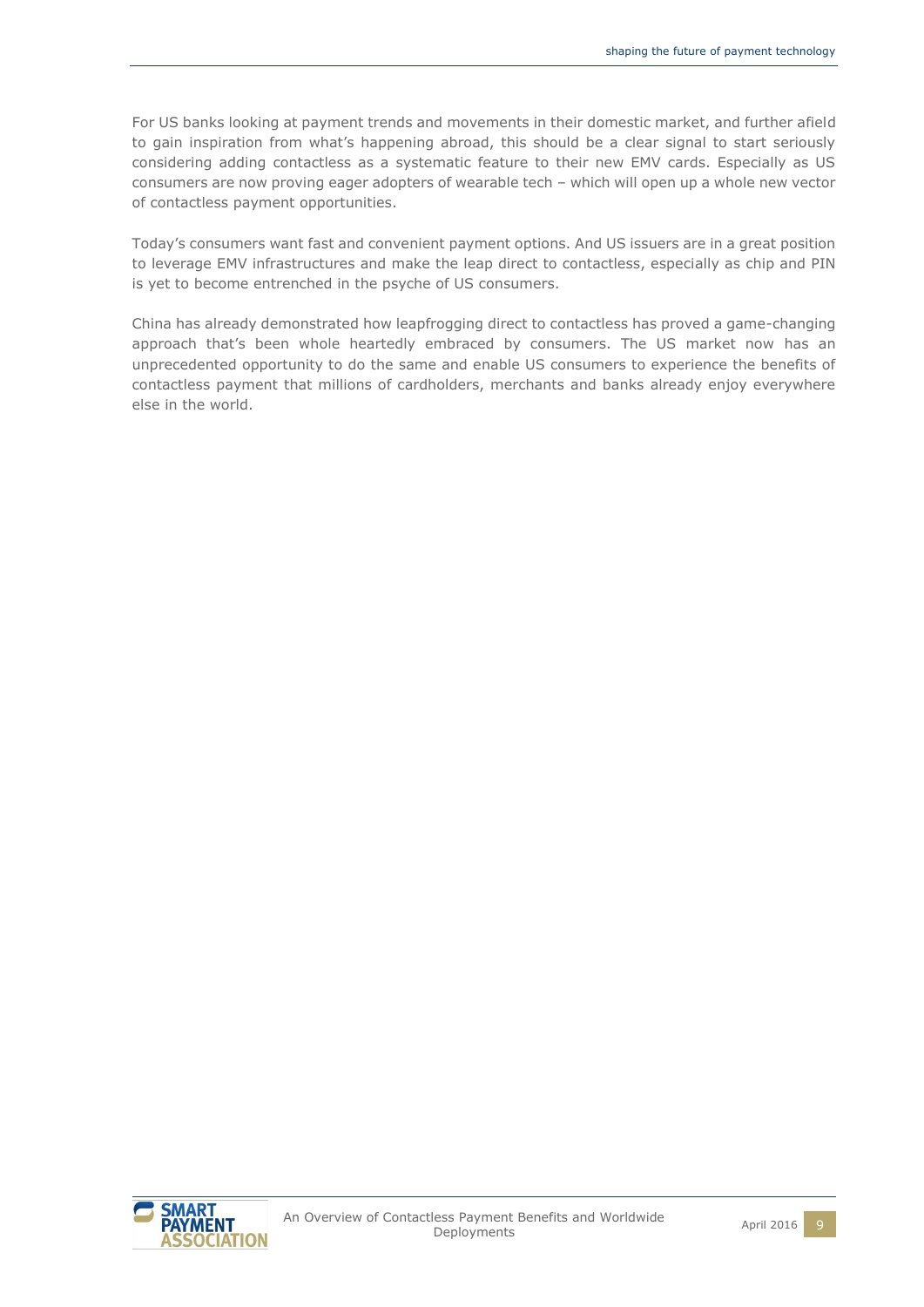For US banks looking at payment trends and movements in their domestic market, and further afield to gain inspiration from what's happening abroad, this should be a clear signal to start seriously considering adding contactless as a systematic feature to their new EMV cards. Especially as US consumers are now proving eager adopters of wearable tech – which will open up a whole new vector of contactless payment opportunities.

Today's consumers want fast and convenient payment options. And US issuers are in a great position to leverage EMV infrastructures and make the leap direct to contactless, especially as chip and PIN is yet to become entrenched in the psyche of US consumers.

China has already demonstrated how leapfrogging direct to contactless has proved a game-changing approach that's been whole heartedly embraced by consumers. The US market now has an unprecedented opportunity to do the same and enable US consumers to experience the benefits of contactless payment that millions of cardholders, merchants and banks already enjoy everywhere else in the world.